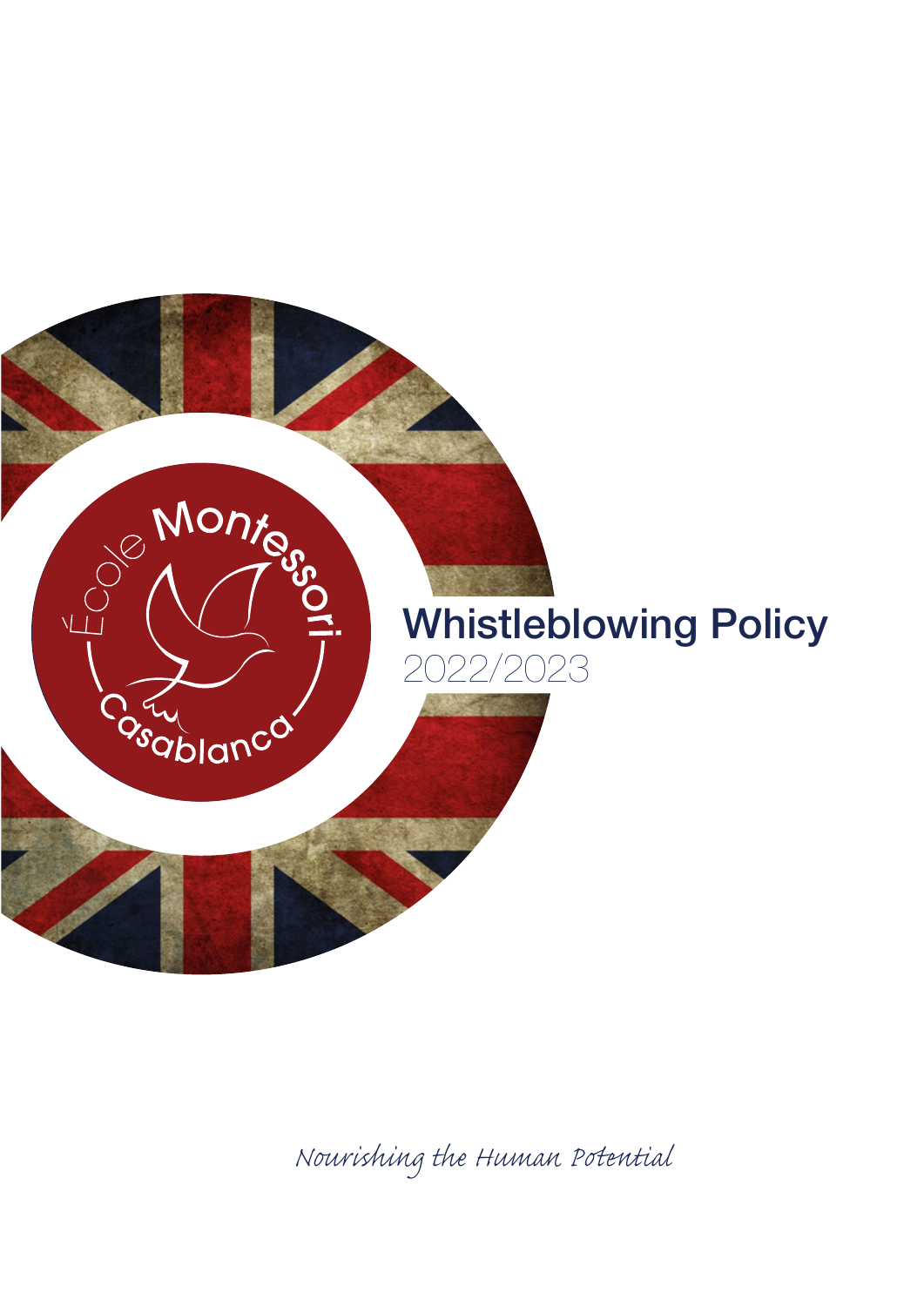École Montessori Casablanca

# Whistleblowing Policy

2022/2023

*Nourishing the Human Potential*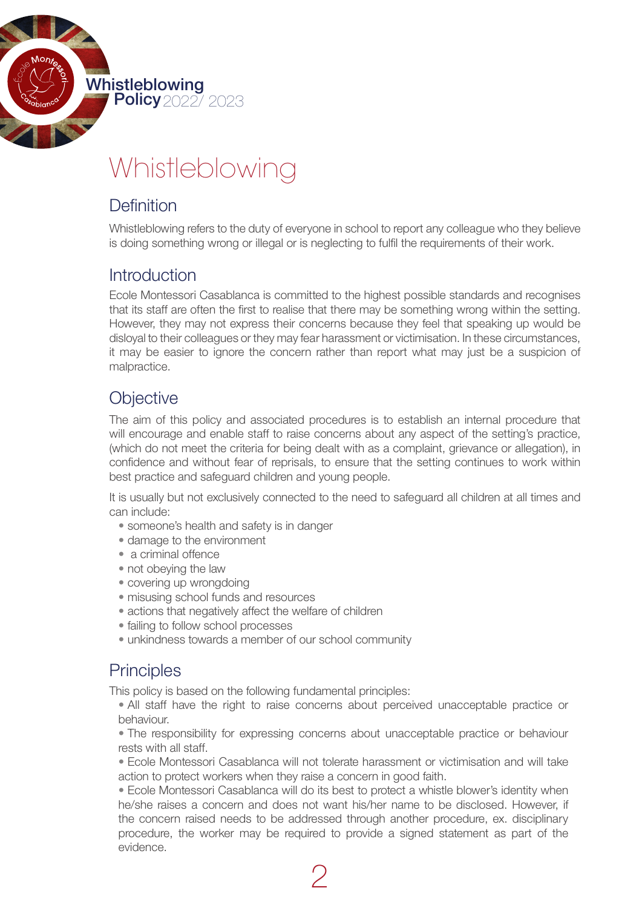# Whistleblowing

## Definition

Whistleblowing refers to the duty of everyone in school to report any colleague who they believe is doing something wrong or illegal or is neglecting to fulfil the requirements of their work.

## Introduction

Ecole Montessori Casablanca is committed to the highest possible standards and recognises that its staff are often the first to realise that there may be something wrong within the setting. However, they may not express their concerns because they feel that speaking up would be disloyal to their colleagues or they may fear harassment or victimisation. In these circumstances, it may be easier to ignore the concern rather than report what may just be a suspicion of malpractice.

## Objective

The aim of this policy and associated procedures is to establish an internal procedure that will encourage and enable staff to raise concerns about any aspect of the setting's practice, (which do not meet the criteria for being dealt with as a complaint, grievance or allegation), in confidence and without fear of reprisals, to ensure that the setting continues to work within best practice and safeguard children and young people.

It is usually but not exclusively connected to the need to safeguard all children at all times and can include:

- someone's health and safety is in danger
- damage to the environment
- a criminal offence
- not obeying the law
- covering up wrongdoing
- misusing school funds and resources
- actions that negatively affect the welfare of children
- failing to follow school processes
- unkindness towards a member of our school community

## Principles

This policy is based on the following fundamental principles:

- All staff have the right to raise concerns about perceived unacceptable practice or behaviour.
- The responsibility for expressing concerns about unacceptable practice or behaviour rests with all staff.
- Ecole Montessori Casablanca will not tolerate harassment or victimisation and will take action to protect workers when they raise a concern in good faith.
- Ecole Montessori Casablanca will do its best to protect a whistle blower's identity when he/she raises a concern and does not want his/her name to be disclosed. However, if the concern raised needs to be addressed through another procedure, ex. disciplinary procedure, the worker may be required to provide a signed statement as part of the evidence.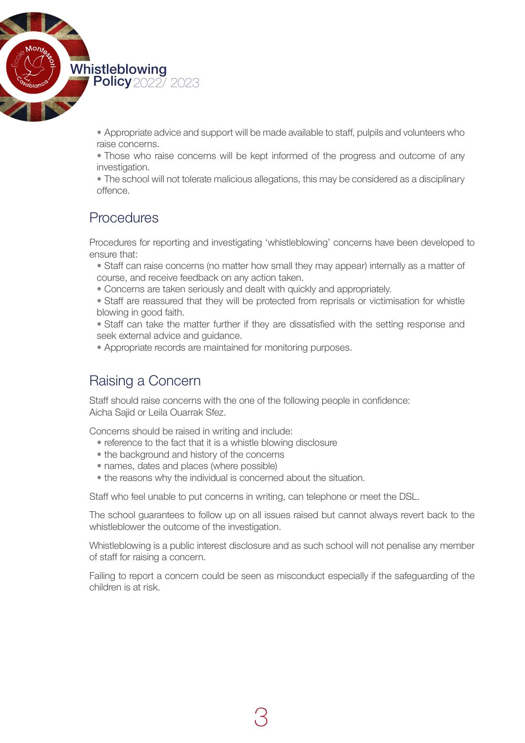- Appropriate advice and support will be made available to staff, pulpils and volunteers who raise concerns.
- Those who raise concerns will be kept informed of the progress and outcome of any investigation.
- The school will not tolerate malicious allegations, this may be considered as a disciplinary offence.

## Procedures

Procedures for reporting and investigating 'whistleblowing' concerns have been developed to ensure that:

- Staff can raise concerns (no matter how small they may appear) internally as a matter of course, and receive feedback on any action taken.
- Concerns are taken seriously and dealt with quickly and appropriately.
- Staff are reassured that they will be protected from reprisals or victimisation for whistle blowing in good faith.
- Staff can take the matter further if they are dissatisfied with the setting response and seek external advice and guidance.
- Appropriate records are maintained for monitoring purposes.

## Raising a Concern

Staff should raise concerns with the one of the following people in confidence:
Aicha Sajid or Leila Ouarrak Sfez.

Concerns should be raised in writing and include:

- reference to the fact that it is a whistle blowing disclosure
- the background and history of the concerns
- names, dates and places (where possible)
- the reasons why the individual is concerned about the situation.

Staff who feel unable to put concerns in writing, can telephone or meet the DSL.

The school guarantees to follow up on all issues raised but cannot always revert back to the whistleblower the outcome of the investigation.

Whistleblowing is a public interest disclosure and as such school will not penalise any member of staff for raising a concern.

Failing to report a concern could be seen as misconduct especially if the safeguarding of the children is at risk.